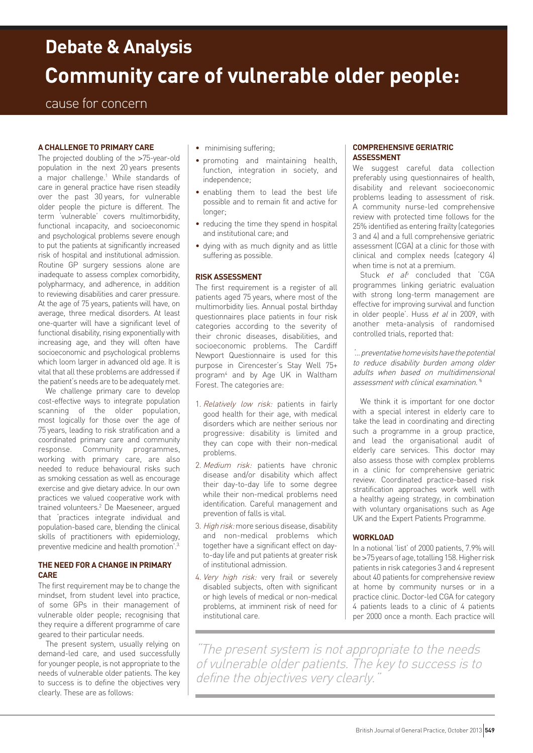# Debate & Analysis

# Community care of vulnerable older people:

cause for concern

### A CHALLENGE TO PRIMARY CARE

The projected doubling of the >75-year-old population in the next 20 years presents a major challenge.[1] While standards of care in general practice have risen steadily over the past 30 years, for vulnerable older people the picture is different. The term 'vulnerable' covers multimorbidity, functional incapacity, and socioeconomic and psychological problems severe enough to put the patients at significantly increased risk of hospital and institutional admission. Routine GP surgery sessions alone are inadequate to assess complex comorbidity, polypharmacy, and adherence, in addition to reviewing disabilities and carer pressure. At the age of 75 years, patients will have, on average, three medical disorders. At least one-quarter will have a significant level of functional disability, rising exponentially with increasing age, and they will often have socioeconomic and psychological problems which loom larger in advanced old age. It is vital that all these problems are addressed if the patient's needs are to be adequately met.

We challenge primary care to develop cost-effective ways to integrate population scanning of the older population, most logically for those over the age of 75 years, leading to risk stratification and a coordinated primary care and community response. Community programmes, working with primary care, are also needed to reduce behavioural risks such as smoking cessation as well as encourage exercise and give dietary advice. In our own practices we valued cooperative work with trained volunteers.[2] De Maeseneer, argued that 'practices integrate individual and population-based care, blending the clinical skills of practitioners with epidemiology, preventive medicine and health promotion'.[3]

### THE NEED FOR A CHANGE IN PRIMARY CARE

The first requirement may be to change the mindset, from student level into practice, of some GPs in their management of vulnerable older people; recognising that they require a different programme of care geared to their particular needs.

The present system, usually relying on demand-led care, and used successfully for younger people, is not appropriate to the needs of vulnerable older patients. The key to success is to define the objectives very clearly. These are as follows:

- minimising suffering;
- promoting and maintaining health, function, integration in society, and independence;
- enabling them to lead the best life possible and to remain fit and active for longer;
- reducing the time they spend in hospital and institutional care; and
- dying with as much dignity and as little suffering as possible.

### RISK ASSESSMENT

The first requirement is a register of all patients aged 75 years, where most of the multimorbidity lies. Annual postal birthday questionnaires place patients in four risk categories according to the severity of their chronic diseases, disabilities, and socioeconomic problems. The Cardiff Newport Questionnaire is used for this purpose in Cirencester's Stay Well 75+ program[4] and by Age UK in Waltham Forest. The categories are:

1. *Relatively low risk:* patients in fairly good health for their age, with medical disorders which are neither serious nor progressive: disability is limited and they can cope with their non-medical problems.
2. *Medium risk:* patients have chronic disease and/or disability which affect their day-to-day life to some degree while their non-medical problems need identification. Careful management and prevention of falls is vital.
3. *High risk:* more serious disease, disability and non-medical problems which together have a significant effect on day-to-day life and put patients at greater risk of institutional admission.
4. *Very high risk:* very frail or severely disabled subjects, often with significant or high levels of medical or non-medical problems, at imminent risk of need for institutional care.

### COMPREHENSIVE GERIATRIC ASSESSMENT

We suggest careful data collection preferably using questionnaires of health, disability and relevant socioeconomic problems leading to assessment of risk. A community nurse-led comprehensive review with protected time follows for the 25% identified as entering frailty (categories 3 and 4) and a full comprehensive geriatric assessment (CGA) at a clinic for those with clinical and complex needs (category 4) when time is not at a premium.

Stuck *et al*[5] concluded that 'CGA programmes linking geriatric evaluation with strong long-term management are effective for improving survival and function in older people'. Huss *et al* in 2009, with another meta-analysis of randomised controlled trials, reported that:

*'... preventative home visits have the potential to reduce disability burden among older adults when based on multidimensional assessment with clinical examination.'*[6]

We think it is important for one doctor with a special interest in elderly care to take the lead in coordinating and directing such a programme in a group practice, and lead the organisational audit of elderly care services. This doctor may also assess those with complex problems in a clinic for comprehensive geriatric review. Coordinated practice-based risk stratification approaches work well with a healthy ageing strategy, in combination with voluntary organisations such as Age UK and the Expert Patients Programme.

### WORKLOAD

In a notional 'list' of 2000 patients, 7.9% will be >75 years of age, totalling 158. Higher risk patients in risk categories 3 and 4 represent about 40 patients for comprehensive review at home by community nurses or in a practice clinic. Doctor-led CGA for category 4 patients leads to a clinic of 4 patients per 2000 once a month. Each practice will

> "The present system is not appropriate to the needs of vulnerable older patients. The key to success is to define the objectives very clearly."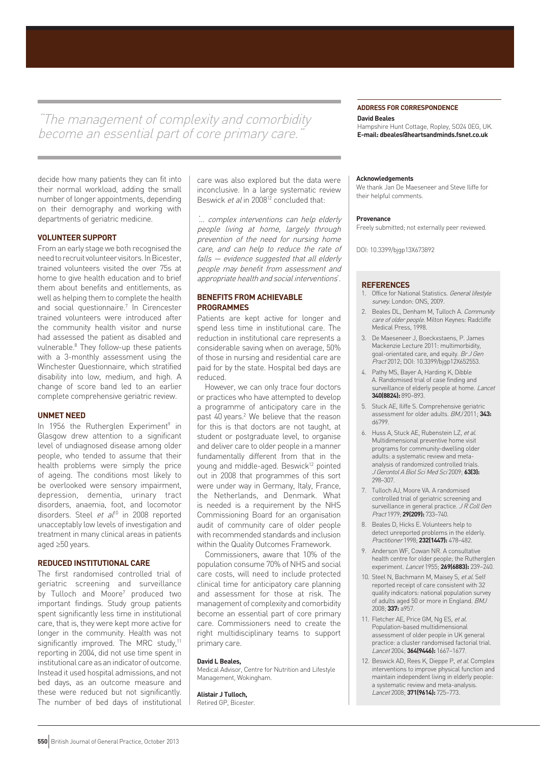> "The management of complexity and comorbidity become an essential part of core primary care."

decide how many patients they can fit into their normal workload, adding the small number of longer appointments, depending on their demography and working with departments of geriatric medicine.

### VOLUNTEER SUPPORT

From an early stage we both recognised the need to recruit volunteer visitors. In Bicester, trained volunteers visited the over 75s at home to give health education and to brief them about benefits and entitlements, as well as helping them to complete the health and social questionnaire.[7] In Cirencester trained volunteers were introduced after the community health visitor and nurse had assessed the patient as disabled and vulnerable.[8] They follow-up these patients with a 3-monthly assessment using the Winchester Questionnaire, which stratified disability into low, medium, and high. A change of score band led to an earlier complete comprehensive geriatric review.

### UNMET NEED

In 1956 the Rutherglen Experiment[9] in Glasgow drew attention to a significant level of undiagnosed disease among older people, who tended to assume that their health problems were simply the price of ageing. The conditions most likely to be overlooked were sensory impairment, depression, dementia, urinary tract disorders, anaemia, foot, and locomotor disorders. Steel *et al*[10] in 2008 reported unacceptably low levels of investigation and treatment in many clinical areas in patients aged ≥50 years.

### REDUCED INSTITUTIONAL CARE

The first randomised controlled trial of geriatric screening and surveillance by Tulloch and Moore[7] produced two important findings. Study group patients spent significantly less time in institutional care, that is, they were kept more active for longer in the community. Health was not significantly improved. The MRC study,[11] reporting in 2004, did not use time spent in institutional care as an indicator of outcome. Instead it used hospital admissions, and not bed days, as an outcome measure and these were reduced but not significantly. The number of bed days of institutional care was also explored but the data were inconclusive. In a large systematic review Beswick *et al* in 2008[12] concluded that:

*'... complex interventions can help elderly people living at home, largely through prevention of the need for nursing home care, and can help to reduce the rate of falls — evidence suggested that all elderly people may benefit from assessment and appropriate health and social interventions'*.

### BENEFITS FROM ACHIEVABLE PROGRAMMES

Patients are kept active for longer and spend less time in institutional care. The reduction in institutional care represents a considerable saving when on average, 50% of those in nursing and residential care are paid for by the state. Hospital bed days are reduced.

However, we can only trace four doctors or practices who have attempted to develop a programme of anticipatory care in the past 40 years.[2] We believe that the reason for this is that doctors are not taught, at student or postgraduate level, to organise and deliver care to older people in a manner fundamentally different from that in the young and middle-aged. Beswick[12] pointed out in 2008 that programmes of this sort were under way in Germany, Italy, France, the Netherlands, and Denmark. What is needed is a requirement by the NHS Commissioning Board for an organisation audit of community care of older people with recommended standards and inclusion within the Quality Outcomes Framework.

Commissioners, aware that 10% of the population consume 70% of NHS and social care costs, will need to include protected clinical time for anticipatory care planning and assessment for those at risk. The management of complexity and comorbidity become an essential part of core primary care. Commissioners need to create the right multidisciplinary teams to support primary care.

**David L Beales,**
Medical Advisor, Centre for Nutrition and Lifestyle Management, Wokingham.

**Alistair J Tulloch,**
Retired GP, Bicester.

#### ADDRESS FOR CORRESPONDENCE

**David Beales**
Hampshire Hunt Cottage, Ropley, SO24 0EG, UK.
**E-mail: dbeales@heartsandminds.fsnet.co.uk**

#### Acknowledgements

We thank Jan De Maeseneer and Steve Iliffe for their helpful comments.

#### Provenance

Freely submitted; not externally peer reviewed.

DOI: 10.3399/bjgp13X673892

### REFERENCES

1. Office for National Statistics. *General lifestyle survey.* London: ONS, 2009.
2. Beales DL, Denham M, Tulloch A. *Community care of older people.* Milton Keynes: Radcliffe Medical Press, 1998.
3. De Maeseneer J, Boeckxstaens, P. James Mackenzie Lecture 2011: multimorbidity, goal-orientated care, and equity. *Br J Gen Pract* 2012; DOI: 10.3399/bjgp12X652553.
4. Pathy MS, Bayer A, Harding K, Dibble A. Randomised trial of case finding and surveillance of elderly people at home. *Lancet* **340(8824):** 890–893.
5. Stuck AE, Iliffe S. Comprehensive geriatric assessment for older adults. *BMJ* 2011; **343:** d6799.
6. Huss A, Stuck AE, Rubenstein LZ, *et al.* Multidimensional preventive home visit programs for community-dwelling older adults: a systematic review and meta-analysis of randomized controlled trials. *J Gerontol A Biol Sci Med Sci* 2009; **63(3):** 298–307.
7. Tulloch AJ, Moore VA. A randomised controlled trial of geriatric screening and surveillance in general practice. *J R Coll Gen Pract* 1979; **29(209):** 733–740.
8. Beales D, Hicks E. Volunteers help to detect unreported problems in the elderly. *Practitioner* 1998; **232(1447):** 478–482.
9. Anderson WF, Cowan NR. A consultative health centre for older people; the Rutherglen experiment. *Lancet* 1955; **269(6883):** 239–240.
10. Steel N, Bachmann M, Maisey S, *et al.* Self reported receipt of care consistent with 32 quality indicators: national population survey of adults aged 50 or more in England. *BMJ* 2008; **337:** a957.
11. Fletcher AE, Price GM, Ng ES, *et al.* Population-based multidimensional assessment of older people in UK general practice: a cluster randomised factorial trial. *Lancet* 2004; **364(9446):** 1667–1677.
12. Beswick AD, Rees K, Dieppe P, *et al.* Complex interventions to improve physical function and maintain independent living in elderly people: a systematic review and meta-analysis. *Lancet* 2008; **371(9614):** 725–773.